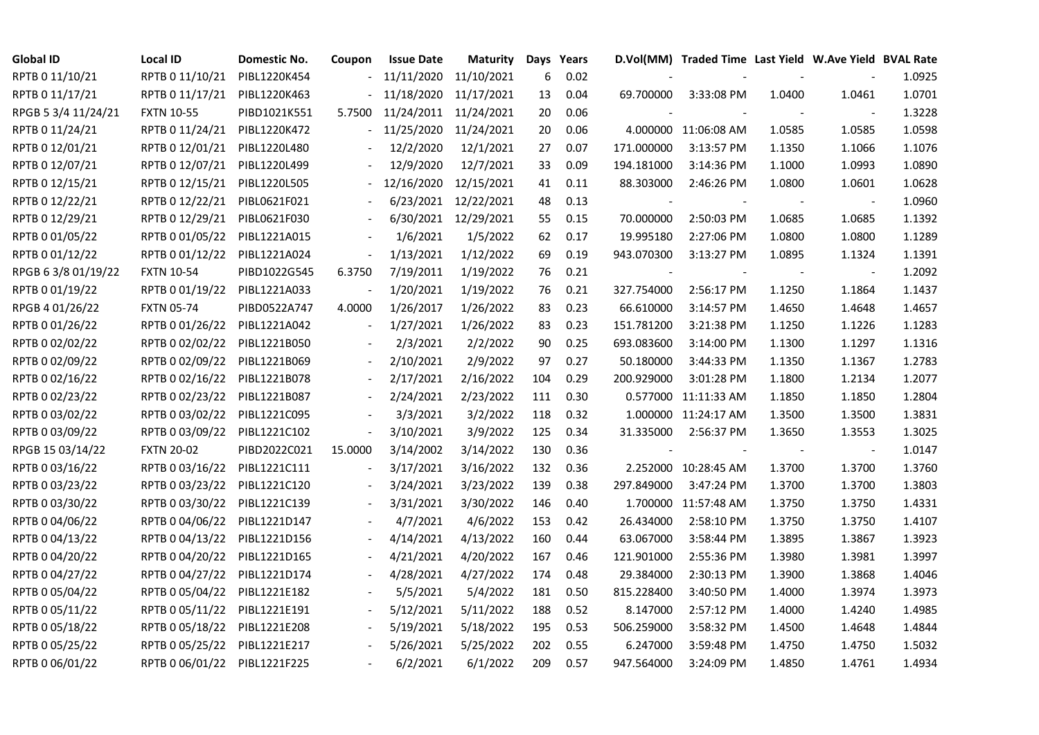| Global ID | Local ID | Domestic No. | Coupon | Issue Date | Maturity | Days | Years | D.Vol(MM) | Traded Time | Last Yield | W.Ave Yield | BVAL Rate |
|---|---|---|---|---|---|---|---|---|---|---|---|---|
| RPTB 0 11/10/21 | RPTB 0 11/10/21 | PIBL1220K454 | - | 11/11/2020 | 11/10/2021 | 6 | 0.02 | - | - | - | - | 1.0925 |
| RPTB 0 11/17/21 | RPTB 0 11/17/21 | PIBL1220K463 | - | 11/18/2020 | 11/17/2021 | 13 | 0.04 | 69.700000 | 3:33:08 PM | 1.0400 | 1.0461 | 1.0701 |
| RPGB 5 3/4 11/24/21 | FXTN 10-55 | PIBD1021K551 | 5.7500 | 11/24/2011 | 11/24/2021 | 20 | 0.06 | - | - | - | - | 1.3228 |
| RPTB 0 11/24/21 | RPTB 0 11/24/21 | PIBL1220K472 | - | 11/25/2020 | 11/24/2021 | 20 | 0.06 | 4.000000 | 11:06:08 AM | 1.0585 | 1.0585 | 1.0598 |
| RPTB 0 12/01/21 | RPTB 0 12/01/21 | PIBL1220L480 | - | 12/2/2020 | 12/1/2021 | 27 | 0.07 | 171.000000 | 3:13:57 PM | 1.1350 | 1.1066 | 1.1076 |
| RPTB 0 12/07/21 | RPTB 0 12/07/21 | PIBL1220L499 | - | 12/9/2020 | 12/7/2021 | 33 | 0.09 | 194.181000 | 3:14:36 PM | 1.1000 | 1.0993 | 1.0890 |
| RPTB 0 12/15/21 | RPTB 0 12/15/21 | PIBL1220L505 | - | 12/16/2020 | 12/15/2021 | 41 | 0.11 | 88.303000 | 2:46:26 PM | 1.0800 | 1.0601 | 1.0628 |
| RPTB 0 12/22/21 | RPTB 0 12/22/21 | PIBL0621F021 | - | 6/23/2021 | 12/22/2021 | 48 | 0.13 | - | - | - | - | 1.0960 |
| RPTB 0 12/29/21 | RPTB 0 12/29/21 | PIBL0621F030 | - | 6/30/2021 | 12/29/2021 | 55 | 0.15 | 70.000000 | 2:50:03 PM | 1.0685 | 1.0685 | 1.1392 |
| RPTB 0 01/05/22 | RPTB 0 01/05/22 | PIBL1221A015 | - | 1/6/2021 | 1/5/2022 | 62 | 0.17 | 19.995180 | 2:27:06 PM | 1.0800 | 1.0800 | 1.1289 |
| RPTB 0 01/12/22 | RPTB 0 01/12/22 | PIBL1221A024 | - | 1/13/2021 | 1/12/2022 | 69 | 0.19 | 943.070300 | 3:13:27 PM | 1.0895 | 1.1324 | 1.1391 |
| RPGB 6 3/8 01/19/22 | FXTN 10-54 | PIBD1022G545 | 6.3750 | 7/19/2011 | 1/19/2022 | 76 | 0.21 | - | - | - | - | 1.2092 |
| RPTB 0 01/19/22 | RPTB 0 01/19/22 | PIBL1221A033 | - | 1/20/2021 | 1/19/2022 | 76 | 0.21 | 327.754000 | 2:56:17 PM | 1.1250 | 1.1864 | 1.1437 |
| RPGB 4 01/26/22 | FXTN 05-74 | PIBD0522A747 | 4.0000 | 1/26/2017 | 1/26/2022 | 83 | 0.23 | 66.610000 | 3:14:57 PM | 1.4650 | 1.4648 | 1.4657 |
| RPTB 0 01/26/22 | RPTB 0 01/26/22 | PIBL1221A042 | - | 1/27/2021 | 1/26/2022 | 83 | 0.23 | 151.781200 | 3:21:38 PM | 1.1250 | 1.1226 | 1.1283 |
| RPTB 0 02/02/22 | RPTB 0 02/02/22 | PIBL1221B050 | - | 2/3/2021 | 2/2/2022 | 90 | 0.25 | 693.083600 | 3:14:00 PM | 1.1300 | 1.1297 | 1.1316 |
| RPTB 0 02/09/22 | RPTB 0 02/09/22 | PIBL1221B069 | - | 2/10/2021 | 2/9/2022 | 97 | 0.27 | 50.180000 | 3:44:33 PM | 1.1350 | 1.1367 | 1.2783 |
| RPTB 0 02/16/22 | RPTB 0 02/16/22 | PIBL1221B078 | - | 2/17/2021 | 2/16/2022 | 104 | 0.29 | 200.929000 | 3:01:28 PM | 1.1800 | 1.2134 | 1.2077 |
| RPTB 0 02/23/22 | RPTB 0 02/23/22 | PIBL1221B087 | - | 2/24/2021 | 2/23/2022 | 111 | 0.30 | 0.577000 | 11:11:33 AM | 1.1850 | 1.1850 | 1.2804 |
| RPTB 0 03/02/22 | RPTB 0 03/02/22 | PIBL1221C095 | - | 3/3/2021 | 3/2/2022 | 118 | 0.32 | 1.000000 | 11:24:17 AM | 1.3500 | 1.3500 | 1.3831 |
| RPTB 0 03/09/22 | RPTB 0 03/09/22 | PIBL1221C102 | - | 3/10/2021 | 3/9/2022 | 125 | 0.34 | 31.335000 | 2:56:37 PM | 1.3650 | 1.3553 | 1.3025 |
| RPGB 15 03/14/22 | FXTN 20-02 | PIBD2022C021 | 15.0000 | 3/14/2002 | 3/14/2022 | 130 | 0.36 | - | - | - | - | 1.0147 |
| RPTB 0 03/16/22 | RPTB 0 03/16/22 | PIBL1221C111 | - | 3/17/2021 | 3/16/2022 | 132 | 0.36 | 2.252000 | 10:28:45 AM | 1.3700 | 1.3700 | 1.3760 |
| RPTB 0 03/23/22 | RPTB 0 03/23/22 | PIBL1221C120 | - | 3/24/2021 | 3/23/2022 | 139 | 0.38 | 297.849000 | 3:47:24 PM | 1.3700 | 1.3700 | 1.3803 |
| RPTB 0 03/30/22 | RPTB 0 03/30/22 | PIBL1221C139 | - | 3/31/2021 | 3/30/2022 | 146 | 0.40 | 1.700000 | 11:57:48 AM | 1.3750 | 1.3750 | 1.4331 |
| RPTB 0 04/06/22 | RPTB 0 04/06/22 | PIBL1221D147 | - | 4/7/2021 | 4/6/2022 | 153 | 0.42 | 26.434000 | 2:58:10 PM | 1.3750 | 1.3750 | 1.4107 |
| RPTB 0 04/13/22 | RPTB 0 04/13/22 | PIBL1221D156 | - | 4/14/2021 | 4/13/2022 | 160 | 0.44 | 63.067000 | 3:58:44 PM | 1.3895 | 1.3867 | 1.3923 |
| RPTB 0 04/20/22 | RPTB 0 04/20/22 | PIBL1221D165 | - | 4/21/2021 | 4/20/2022 | 167 | 0.46 | 121.901000 | 2:55:36 PM | 1.3980 | 1.3981 | 1.3997 |
| RPTB 0 04/27/22 | RPTB 0 04/27/22 | PIBL1221D174 | - | 4/28/2021 | 4/27/2022 | 174 | 0.48 | 29.384000 | 2:30:13 PM | 1.3900 | 1.3868 | 1.4046 |
| RPTB 0 05/04/22 | RPTB 0 05/04/22 | PIBL1221E182 | - | 5/5/2021 | 5/4/2022 | 181 | 0.50 | 815.228400 | 3:40:50 PM | 1.4000 | 1.3974 | 1.3973 |
| RPTB 0 05/11/22 | RPTB 0 05/11/22 | PIBL1221E191 | - | 5/12/2021 | 5/11/2022 | 188 | 0.52 | 8.147000 | 2:57:12 PM | 1.4000 | 1.4240 | 1.4985 |
| RPTB 0 05/18/22 | RPTB 0 05/18/22 | PIBL1221E208 | - | 5/19/2021 | 5/18/2022 | 195 | 0.53 | 506.259000 | 3:58:32 PM | 1.4500 | 1.4648 | 1.4844 |
| RPTB 0 05/25/22 | RPTB 0 05/25/22 | PIBL1221E217 | - | 5/26/2021 | 5/25/2022 | 202 | 0.55 | 6.247000 | 3:59:48 PM | 1.4750 | 1.4750 | 1.5032 |
| RPTB 0 06/01/22 | RPTB 0 06/01/22 | PIBL1221F225 | - | 6/2/2021 | 6/1/2022 | 209 | 0.57 | 947.564000 | 3:24:09 PM | 1.4850 | 1.4761 | 1.4934 |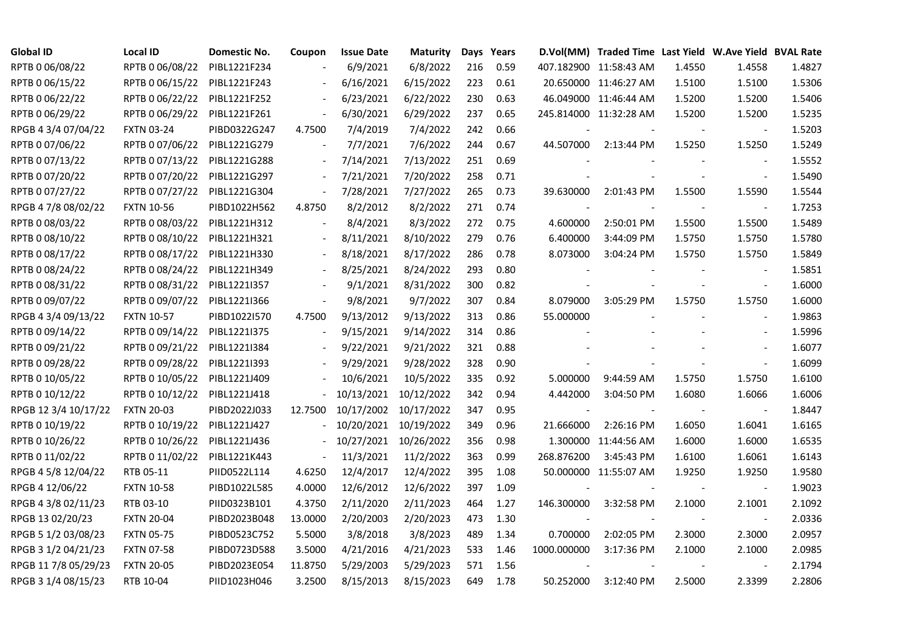| Global ID | Local ID | Domestic No. | Coupon | Issue Date | Maturity | Days | Years | D.Vol(MM) | Traded Time | Last Yield | W.Ave Yield | BVAL Rate |
|---|---|---|---|---|---|---|---|---|---|---|---|---|
| RPTB 0 06/08/22 | RPTB 0 06/08/22 | PIBL1221F234 | - | 6/9/2021 | 6/8/2022 | 216 | 0.59 | 407.182900 | 11:58:43 AM | 1.4550 | 1.4558 | 1.4827 |
| RPTB 0 06/15/22 | RPTB 0 06/15/22 | PIBL1221F243 | - | 6/16/2021 | 6/15/2022 | 223 | 0.61 | 20.650000 | 11:46:27 AM | 1.5100 | 1.5100 | 1.5306 |
| RPTB 0 06/22/22 | RPTB 0 06/22/22 | PIBL1221F252 | - | 6/23/2021 | 6/22/2022 | 230 | 0.63 | 46.049000 | 11:46:44 AM | 1.5200 | 1.5200 | 1.5406 |
| RPTB 0 06/29/22 | RPTB 0 06/29/22 | PIBL1221F261 | - | 6/30/2021 | 6/29/2022 | 237 | 0.65 | 245.814000 | 11:32:28 AM | 1.5200 | 1.5200 | 1.5235 |
| RPGB 4 3/4 07/04/22 | FXTN 03-24 | PIBD0322G247 | 4.7500 | 7/4/2019 | 7/4/2022 | 242 | 0.66 | - | - | - | - | 1.5203 |
| RPTB 0 07/06/22 | RPTB 0 07/06/22 | PIBL1221G279 | - | 7/7/2021 | 7/6/2022 | 244 | 0.67 | 44.507000 | 2:13:44 PM | 1.5250 | 1.5250 | 1.5249 |
| RPTB 0 07/13/22 | RPTB 0 07/13/22 | PIBL1221G288 | - | 7/14/2021 | 7/13/2022 | 251 | 0.69 | - | - | - | - | 1.5552 |
| RPTB 0 07/20/22 | RPTB 0 07/20/22 | PIBL1221G297 | - | 7/21/2021 | 7/20/2022 | 258 | 0.71 | - | - | - | - | 1.5490 |
| RPTB 0 07/27/22 | RPTB 0 07/27/22 | PIBL1221G304 | - | 7/28/2021 | 7/27/2022 | 265 | 0.73 | 39.630000 | 2:01:43 PM | 1.5500 | 1.5590 | 1.5544 |
| RPGB 4 7/8 08/02/22 | FXTN 10-56 | PIBD1022H562 | 4.8750 | 8/2/2012 | 8/2/2022 | 271 | 0.74 | - | - | - | - | 1.7253 |
| RPTB 0 08/03/22 | RPTB 0 08/03/22 | PIBL1221H312 | - | 8/4/2021 | 8/3/2022 | 272 | 0.75 | 4.600000 | 2:50:01 PM | 1.5500 | 1.5500 | 1.5489 |
| RPTB 0 08/10/22 | RPTB 0 08/10/22 | PIBL1221H321 | - | 8/11/2021 | 8/10/2022 | 279 | 0.76 | 6.400000 | 3:44:09 PM | 1.5750 | 1.5750 | 1.5780 |
| RPTB 0 08/17/22 | RPTB 0 08/17/22 | PIBL1221H330 | - | 8/18/2021 | 8/17/2022 | 286 | 0.78 | 8.073000 | 3:04:24 PM | 1.5750 | 1.5750 | 1.5849 |
| RPTB 0 08/24/22 | RPTB 0 08/24/22 | PIBL1221H349 | - | 8/25/2021 | 8/24/2022 | 293 | 0.80 | - | - | - | - | 1.5851 |
| RPTB 0 08/31/22 | RPTB 0 08/31/22 | PIBL1221I357 | - | 9/1/2021 | 8/31/2022 | 300 | 0.82 | - | - | - | - | 1.6000 |
| RPTB 0 09/07/22 | RPTB 0 09/07/22 | PIBL1221I366 | - | 9/8/2021 | 9/7/2022 | 307 | 0.84 | 8.079000 | 3:05:29 PM | 1.5750 | 1.5750 | 1.6000 |
| RPGB 4 3/4 09/13/22 | FXTN 10-57 | PIBD1022I570 | 4.7500 | 9/13/2012 | 9/13/2022 | 313 | 0.86 | 55.000000 | - | - | - | 1.9863 |
| RPTB 0 09/14/22 | RPTB 0 09/14/22 | PIBL1221I375 | - | 9/15/2021 | 9/14/2022 | 314 | 0.86 | - | - | - | - | 1.5996 |
| RPTB 0 09/21/22 | RPTB 0 09/21/22 | PIBL1221I384 | - | 9/22/2021 | 9/21/2022 | 321 | 0.88 | - | - | - | - | 1.6077 |
| RPTB 0 09/28/22 | RPTB 0 09/28/22 | PIBL1221I393 | - | 9/29/2021 | 9/28/2022 | 328 | 0.90 | - | - | - | - | 1.6099 |
| RPTB 0 10/05/22 | RPTB 0 10/05/22 | PIBL1221J409 | - | 10/6/2021 | 10/5/2022 | 335 | 0.92 | 5.000000 | 9:44:59 AM | 1.5750 | 1.5750 | 1.6100 |
| RPTB 0 10/12/22 | RPTB 0 10/12/22 | PIBL1221J418 | - | 10/13/2021 | 10/12/2022 | 342 | 0.94 | 4.442000 | 3:04:50 PM | 1.6080 | 1.6066 | 1.6006 |
| RPGB 12 3/4 10/17/22 | FXTN 20-03 | PIBD2022J033 | 12.7500 | 10/17/2002 | 10/17/2022 | 347 | 0.95 | - | - | - | - | 1.8447 |
| RPTB 0 10/19/22 | RPTB 0 10/19/22 | PIBL1221J427 | - | 10/20/2021 | 10/19/2022 | 349 | 0.96 | 21.666000 | 2:26:16 PM | 1.6050 | 1.6041 | 1.6165 |
| RPTB 0 10/26/22 | RPTB 0 10/26/22 | PIBL1221J436 | - | 10/27/2021 | 10/26/2022 | 356 | 0.98 | 1.300000 | 11:44:56 AM | 1.6000 | 1.6000 | 1.6535 |
| RPTB 0 11/02/22 | RPTB 0 11/02/22 | PIBL1221K443 | - | 11/3/2021 | 11/2/2022 | 363 | 0.99 | 268.876200 | 3:45:43 PM | 1.6100 | 1.6061 | 1.6143 |
| RPGB 4 5/8 12/04/22 | RTB 05-11 | PIID0522L114 | 4.6250 | 12/4/2017 | 12/4/2022 | 395 | 1.08 | 50.000000 | 11:55:07 AM | 1.9250 | 1.9250 | 1.9580 |
| RPGB 4 12/06/22 | FXTN 10-58 | PIBD1022L585 | 4.0000 | 12/6/2012 | 12/6/2022 | 397 | 1.09 | - | - | - | - | 1.9023 |
| RPGB 4 3/8 02/11/23 | RTB 03-10 | PIID0323B101 | 4.3750 | 2/11/2020 | 2/11/2023 | 464 | 1.27 | 146.300000 | 3:32:58 PM | 2.1000 | 2.1001 | 2.1092 |
| RPGB 13 02/20/23 | FXTN 20-04 | PIBD2023B048 | 13.0000 | 2/20/2003 | 2/20/2023 | 473 | 1.30 | - | - | - | - | 2.0336 |
| RPGB 5 1/2 03/08/23 | FXTN 05-75 | PIBD0523C752 | 5.5000 | 3/8/2018 | 3/8/2023 | 489 | 1.34 | 0.700000 | 2:02:05 PM | 2.3000 | 2.3000 | 2.0957 |
| RPGB 3 1/2 04/21/23 | FXTN 07-58 | PIBD0723D588 | 3.5000 | 4/21/2016 | 4/21/2023 | 533 | 1.46 | 1000.000000 | 3:17:36 PM | 2.1000 | 2.1000 | 2.0985 |
| RPGB 11 7/8 05/29/23 | FXTN 20-05 | PIBD2023E054 | 11.8750 | 5/29/2003 | 5/29/2023 | 571 | 1.56 | - | - | - | - | 2.1794 |
| RPGB 3 1/4 08/15/23 | RTB 10-04 | PIID1023H046 | 3.2500 | 8/15/2013 | 8/15/2023 | 649 | 1.78 | 50.252000 | 3:12:40 PM | 2.5000 | 2.3399 | 2.2806 |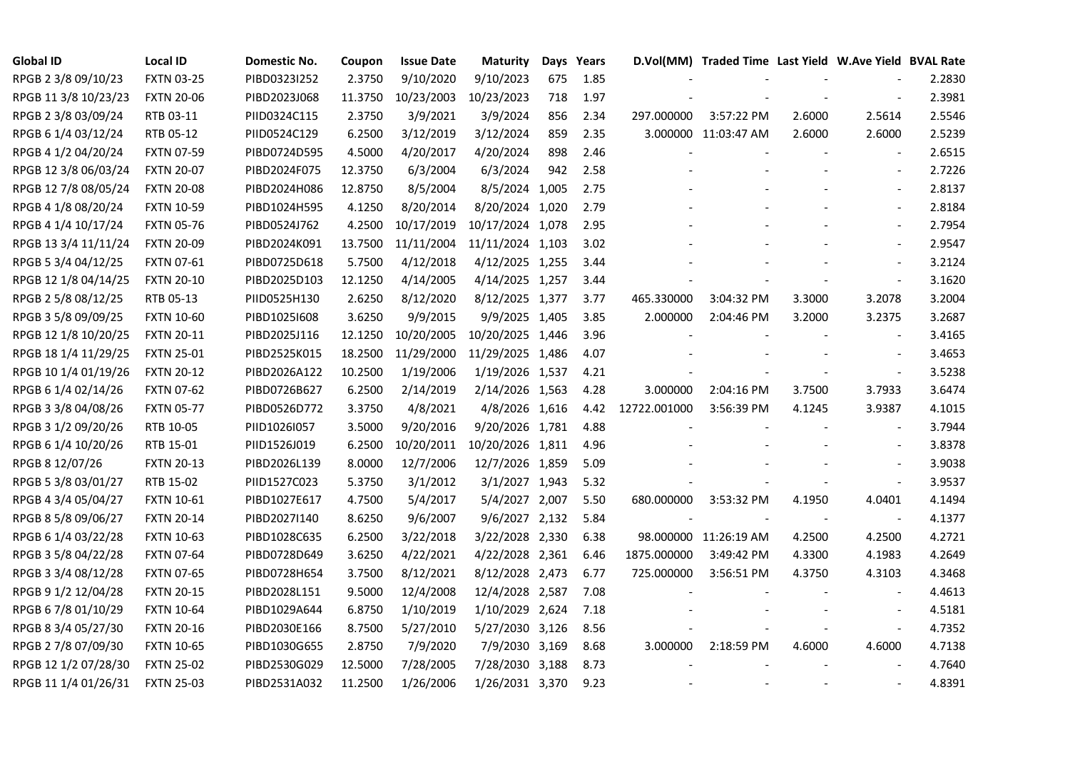| Global ID | Local ID | Domestic No. | Coupon | Issue Date | Maturity | Days | Years | D.Vol(MM) | Traded Time | Last Yield | W.Ave Yield | BVAL Rate |
|---|---|---|---|---|---|---|---|---|---|---|---|---|
| RPGB 2 3/8 09/10/23 | FXTN 03-25 | PIBD0323I252 | 2.3750 | 9/10/2020 | 9/10/2023 | 675 | 1.85 | - | - | - | - | 2.2830 |
| RPGB 11 3/8 10/23/23 | FXTN 20-06 | PIBD2023J068 | 11.3750 | 10/23/2003 | 10/23/2023 | 718 | 1.97 | - | - | - | - | 2.3981 |
| RPGB 2 3/8 03/09/24 | RTB 03-11 | PIID0324C115 | 2.3750 | 3/9/2021 | 3/9/2024 | 856 | 2.34 | 297.000000 | 3:57:22 PM | 2.6000 | 2.5614 | 2.5546 |
| RPGB 6 1/4 03/12/24 | RTB 05-12 | PIID0524C129 | 6.2500 | 3/12/2019 | 3/12/2024 | 859 | 2.35 | 3.000000 | 11:03:47 AM | 2.6000 | 2.6000 | 2.5239 |
| RPGB 4 1/2 04/20/24 | FXTN 07-59 | PIBD0724D595 | 4.5000 | 4/20/2017 | 4/20/2024 | 898 | 2.46 | - | - | - | - | 2.6515 |
| RPGB 12 3/8 06/03/24 | FXTN 20-07 | PIBD2024F075 | 12.3750 | 6/3/2004 | 6/3/2024 | 942 | 2.58 | - | - | - | - | 2.7226 |
| RPGB 12 7/8 08/05/24 | FXTN 20-08 | PIBD2024H086 | 12.8750 | 8/5/2004 | 8/5/2024 | 1,005 | 2.75 | - | - | - | - | 2.8137 |
| RPGB 4 1/8 08/20/24 | FXTN 10-59 | PIBD1024H595 | 4.1250 | 8/20/2014 | 8/20/2024 | 1,020 | 2.79 | - | - | - | - | 2.8184 |
| RPGB 4 1/4 10/17/24 | FXTN 05-76 | PIBD0524J762 | 4.2500 | 10/17/2019 | 10/17/2024 | 1,078 | 2.95 | - | - | - | - | 2.7954 |
| RPGB 13 3/4 11/11/24 | FXTN 20-09 | PIBD2024K091 | 13.7500 | 11/11/2004 | 11/11/2024 | 1,103 | 3.02 | - | - | - | - | 2.9547 |
| RPGB 5 3/4 04/12/25 | FXTN 07-61 | PIBD0725D618 | 5.7500 | 4/12/2018 | 4/12/2025 | 1,255 | 3.44 | - | - | - | - | 3.2124 |
| RPGB 12 1/8 04/14/25 | FXTN 20-10 | PIBD2025D103 | 12.1250 | 4/14/2005 | 4/14/2025 | 1,257 | 3.44 | - | - | - | - | 3.1620 |
| RPGB 2 5/8 08/12/25 | RTB 05-13 | PIID0525H130 | 2.6250 | 8/12/2020 | 8/12/2025 | 1,377 | 3.77 | 465.330000 | 3:04:32 PM | 3.3000 | 3.2078 | 3.2004 |
| RPGB 3 5/8 09/09/25 | FXTN 10-60 | PIBD1025I608 | 3.6250 | 9/9/2015 | 9/9/2025 | 1,405 | 3.85 | 2.000000 | 2:04:46 PM | 3.2000 | 3.2375 | 3.2687 |
| RPGB 12 1/8 10/20/25 | FXTN 20-11 | PIBD2025J116 | 12.1250 | 10/20/2005 | 10/20/2025 | 1,446 | 3.96 | - | - | - | - | 3.4165 |
| RPGB 18 1/4 11/29/25 | FXTN 25-01 | PIBD2525K015 | 18.2500 | 11/29/2000 | 11/29/2025 | 1,486 | 4.07 | - | - | - | - | 3.4653 |
| RPGB 10 1/4 01/19/26 | FXTN 20-12 | PIBD2026A122 | 10.2500 | 1/19/2006 | 1/19/2026 | 1,537 | 4.21 | - | - | - | - | 3.5238 |
| RPGB 6 1/4 02/14/26 | FXTN 07-62 | PIBD0726B627 | 6.2500 | 2/14/2019 | 2/14/2026 | 1,563 | 4.28 | 3.000000 | 2:04:16 PM | 3.7500 | 3.7933 | 3.6474 |
| RPGB 3 3/8 04/08/26 | FXTN 05-77 | PIBD0526D772 | 3.3750 | 4/8/2021 | 4/8/2026 | 1,616 | 4.42 | 12722.001000 | 3:56:39 PM | 4.1245 | 3.9387 | 4.1015 |
| RPGB 3 1/2 09/20/26 | RTB 10-05 | PIID1026I057 | 3.5000 | 9/20/2016 | 9/20/2026 | 1,781 | 4.88 | - | - | - | - | 3.7944 |
| RPGB 6 1/4 10/20/26 | RTB 15-01 | PIID1526J019 | 6.2500 | 10/20/2011 | 10/20/2026 | 1,811 | 4.96 | - | - | - | - | 3.8378 |
| RPGB 8 12/07/26 | FXTN 20-13 | PIBD2026L139 | 8.0000 | 12/7/2006 | 12/7/2026 | 1,859 | 5.09 | - | - | - | - | 3.9038 |
| RPGB 5 3/8 03/01/27 | RTB 15-02 | PIID1527C023 | 5.3750 | 3/1/2012 | 3/1/2027 | 1,943 | 5.32 | - | - | - | - | 3.9537 |
| RPGB 4 3/4 05/04/27 | FXTN 10-61 | PIBD1027E617 | 4.7500 | 5/4/2017 | 5/4/2027 | 2,007 | 5.50 | 680.000000 | 3:53:32 PM | 4.1950 | 4.0401 | 4.1494 |
| RPGB 8 5/8 09/06/27 | FXTN 20-14 | PIBD2027I140 | 8.6250 | 9/6/2007 | 9/6/2027 | 2,132 | 5.84 | - | - | - | - | 4.1377 |
| RPGB 6 1/4 03/22/28 | FXTN 10-63 | PIBD1028C635 | 6.2500 | 3/22/2018 | 3/22/2028 | 2,330 | 6.38 | 98.000000 | 11:26:19 AM | 4.2500 | 4.2500 | 4.2721 |
| RPGB 3 5/8 04/22/28 | FXTN 07-64 | PIBD0728D649 | 3.6250 | 4/22/2021 | 4/22/2028 | 2,361 | 6.46 | 1875.000000 | 3:49:42 PM | 4.3300 | 4.1983 | 4.2649 |
| RPGB 3 3/4 08/12/28 | FXTN 07-65 | PIBD0728H654 | 3.7500 | 8/12/2021 | 8/12/2028 | 2,473 | 6.77 | 725.000000 | 3:56:51 PM | 4.3750 | 4.3103 | 4.3468 |
| RPGB 9 1/2 12/04/28 | FXTN 20-15 | PIBD2028L151 | 9.5000 | 12/4/2008 | 12/4/2028 | 2,587 | 7.08 | - | - | - | - | 4.4613 |
| RPGB 6 7/8 01/10/29 | FXTN 10-64 | PIBD1029A644 | 6.8750 | 1/10/2019 | 1/10/2029 | 2,624 | 7.18 | - | - | - | - | 4.5181 |
| RPGB 8 3/4 05/27/30 | FXTN 20-16 | PIBD2030E166 | 8.7500 | 5/27/2010 | 5/27/2030 | 3,126 | 8.56 | - | - | - | - | 4.7352 |
| RPGB 2 7/8 07/09/30 | FXTN 10-65 | PIBD1030G655 | 2.8750 | 7/9/2020 | 7/9/2030 | 3,169 | 8.68 | 3.000000 | 2:18:59 PM | 4.6000 | 4.6000 | 4.7138 |
| RPGB 12 1/2 07/28/30 | FXTN 25-02 | PIBD2530G029 | 12.5000 | 7/28/2005 | 7/28/2030 | 3,188 | 8.73 | - | - | - | - | 4.7640 |
| RPGB 11 1/4 01/26/31 | FXTN 25-03 | PIBD2531A032 | 11.2500 | 1/26/2006 | 1/26/2031 | 3,370 | 9.23 | - | - | - | - | 4.8391 |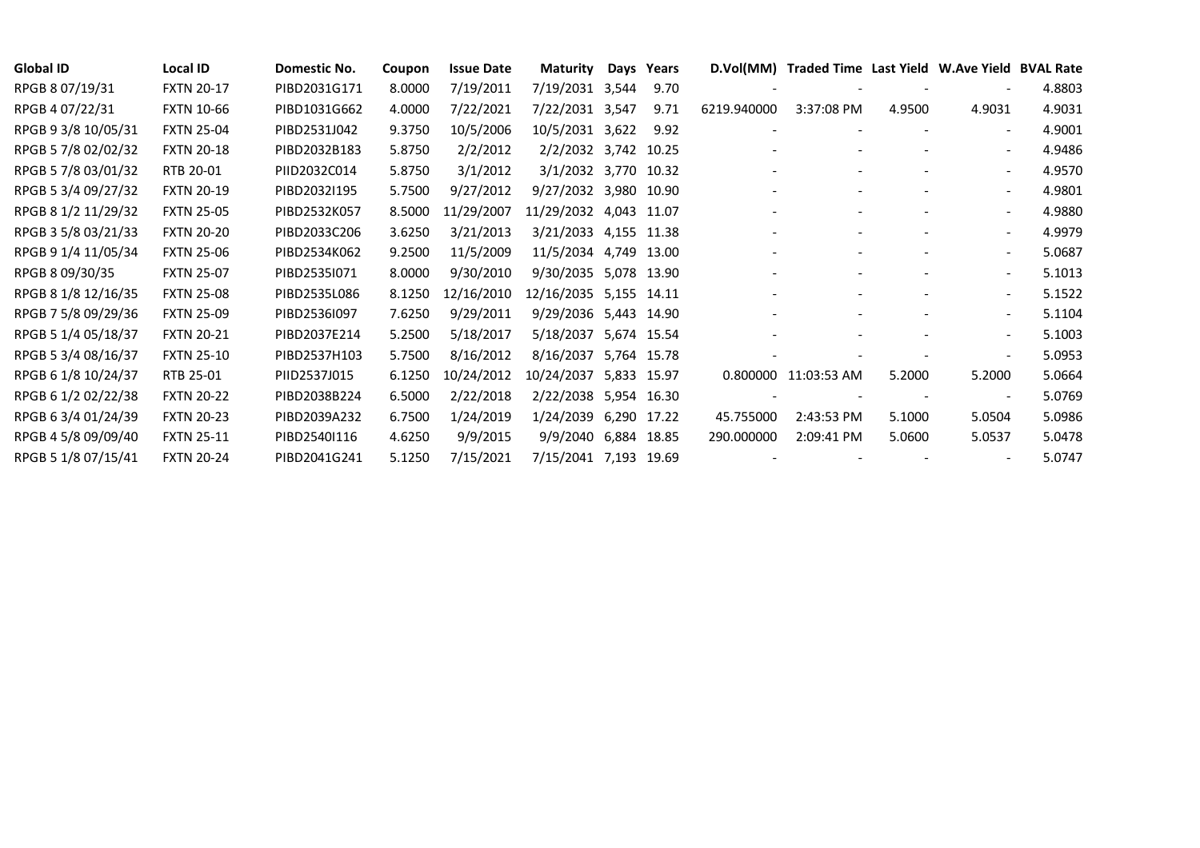| Global ID | Local ID | Domestic No. | Coupon | Issue Date | Maturity | Days | Years | D.Vol(MM) | Traded Time | Last Yield | W.Ave Yield | BVAL Rate |
|---|---|---|---|---|---|---|---|---|---|---|---|---|
| RPGB 8 07/19/31 | FXTN 20-17 | PIBD2031G171 | 8.0000 | 7/19/2011 | 7/19/2031 | 3,544 | 9.70 | - | - | - | - | 4.8803 |
| RPGB 4 07/22/31 | FXTN 10-66 | PIBD1031G662 | 4.0000 | 7/22/2021 | 7/22/2031 | 3,547 | 9.71 | 6219.940000 | 3:37:08 PM | 4.9500 | 4.9031 | 4.9031 |
| RPGB 9 3/8 10/05/31 | FXTN 25-04 | PIBD2531J042 | 9.3750 | 10/5/2006 | 10/5/2031 | 3,622 | 9.92 | - | - | - | - | 4.9001 |
| RPGB 5 7/8 02/02/32 | FXTN 20-18 | PIBD2032B183 | 5.8750 | 2/2/2012 | 2/2/2032 | 3,742 | 10.25 | - | - | - | - | 4.9486 |
| RPGB 5 7/8 03/01/32 | RTB 20-01 | PIID2032C014 | 5.8750 | 3/1/2012 | 3/1/2032 | 3,770 | 10.32 | - | - | - | - | 4.9570 |
| RPGB 5 3/4 09/27/32 | FXTN 20-19 | PIBD2032I195 | 5.7500 | 9/27/2012 | 9/27/2032 | 3,980 | 10.90 | - | - | - | - | 4.9801 |
| RPGB 8 1/2 11/29/32 | FXTN 25-05 | PIBD2532K057 | 8.5000 | 11/29/2007 | 11/29/2032 | 4,043 | 11.07 | - | - | - | - | 4.9880 |
| RPGB 3 5/8 03/21/33 | FXTN 20-20 | PIBD2033C206 | 3.6250 | 3/21/2013 | 3/21/2033 | 4,155 | 11.38 | - | - | - | - | 4.9979 |
| RPGB 9 1/4 11/05/34 | FXTN 25-06 | PIBD2534K062 | 9.2500 | 11/5/2009 | 11/5/2034 | 4,749 | 13.00 | - | - | - | - | 5.0687 |
| RPGB 8 09/30/35 | FXTN 25-07 | PIBD2535I071 | 8.0000 | 9/30/2010 | 9/30/2035 | 5,078 | 13.90 | - | - | - | - | 5.1013 |
| RPGB 8 1/8 12/16/35 | FXTN 25-08 | PIBD2535L086 | 8.1250 | 12/16/2010 | 12/16/2035 | 5,155 | 14.11 | - | - | - | - | 5.1522 |
| RPGB 7 5/8 09/29/36 | FXTN 25-09 | PIBD2536I097 | 7.6250 | 9/29/2011 | 9/29/2036 | 5,443 | 14.90 | - | - | - | - | 5.1104 |
| RPGB 5 1/4 05/18/37 | FXTN 20-21 | PIBD2037E214 | 5.2500 | 5/18/2017 | 5/18/2037 | 5,674 | 15.54 | - | - | - | - | 5.1003 |
| RPGB 5 3/4 08/16/37 | FXTN 25-10 | PIBD2537H103 | 5.7500 | 8/16/2012 | 8/16/2037 | 5,764 | 15.78 | - | - | - | - | 5.0953 |
| RPGB 6 1/8 10/24/37 | RTB 25-01 | PIID2537J015 | 6.1250 | 10/24/2012 | 10/24/2037 | 5,833 | 15.97 | 0.800000 | 11:03:53 AM | 5.2000 | 5.2000 | 5.0664 |
| RPGB 6 1/2 02/22/38 | FXTN 20-22 | PIBD2038B224 | 6.5000 | 2/22/2018 | 2/22/2038 | 5,954 | 16.30 | - | - | - | - | 5.0769 |
| RPGB 6 3/4 01/24/39 | FXTN 20-23 | PIBD2039A232 | 6.7500 | 1/24/2019 | 1/24/2039 | 6,290 | 17.22 | 45.755000 | 2:43:53 PM | 5.1000 | 5.0504 | 5.0986 |
| RPGB 4 5/8 09/09/40 | FXTN 25-11 | PIBD2540I116 | 4.6250 | 9/9/2015 | 9/9/2040 | 6,884 | 18.85 | 290.000000 | 2:09:41 PM | 5.0600 | 5.0537 | 5.0478 |
| RPGB 5 1/8 07/15/41 | FXTN 20-24 | PIBD2041G241 | 5.1250 | 7/15/2021 | 7/15/2041 | 7,193 | 19.69 | - | - | - | - | 5.0747 |